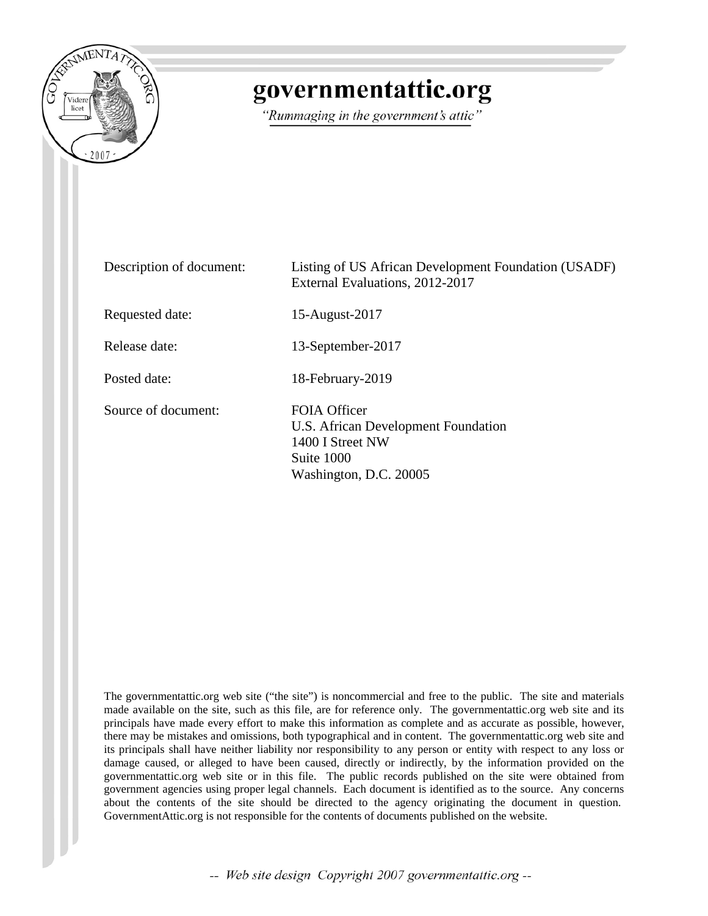# governmentattic.org

*"Rummaging in the government's attic"*

| | |
|---|---|
| Description of document: | Listing of US African Development Foundation (USADF) External Evaluations, 2012-2017 |
| Requested date: | 15-August-2017 |
| Release date: | 13-September-2017 |
| Posted date: | 18-February-2019 |
| Source of document: | FOIA Officer<br>U.S. African Development Foundation<br>1400 I Street NW<br>Suite 1000<br>Washington, D.C. 20005 |

The governmentattic.org web site ("the site") is noncommercial and free to the public. The site and materials made available on the site, such as this file, are for reference only. The governmentattic.org web site and its principals have made every effort to make this information as complete and as accurate as possible, however, there may be mistakes and omissions, both typographical and in content. The governmentattic.org web site and its principals shall have neither liability nor responsibility to any person or entity with respect to any loss or damage caused, or alleged to have been caused, directly or indirectly, by the information provided on the governmentattic.org web site or in this file. The public records published on the site were obtained from government agencies using proper legal channels. Each document is identified as to the source. Any concerns about the contents of the site should be directed to the agency originating the document in question. GovernmentAttic.org is not responsible for the contents of documents published on the website.

-- Web site design Copyright 2007 governmentattic.org --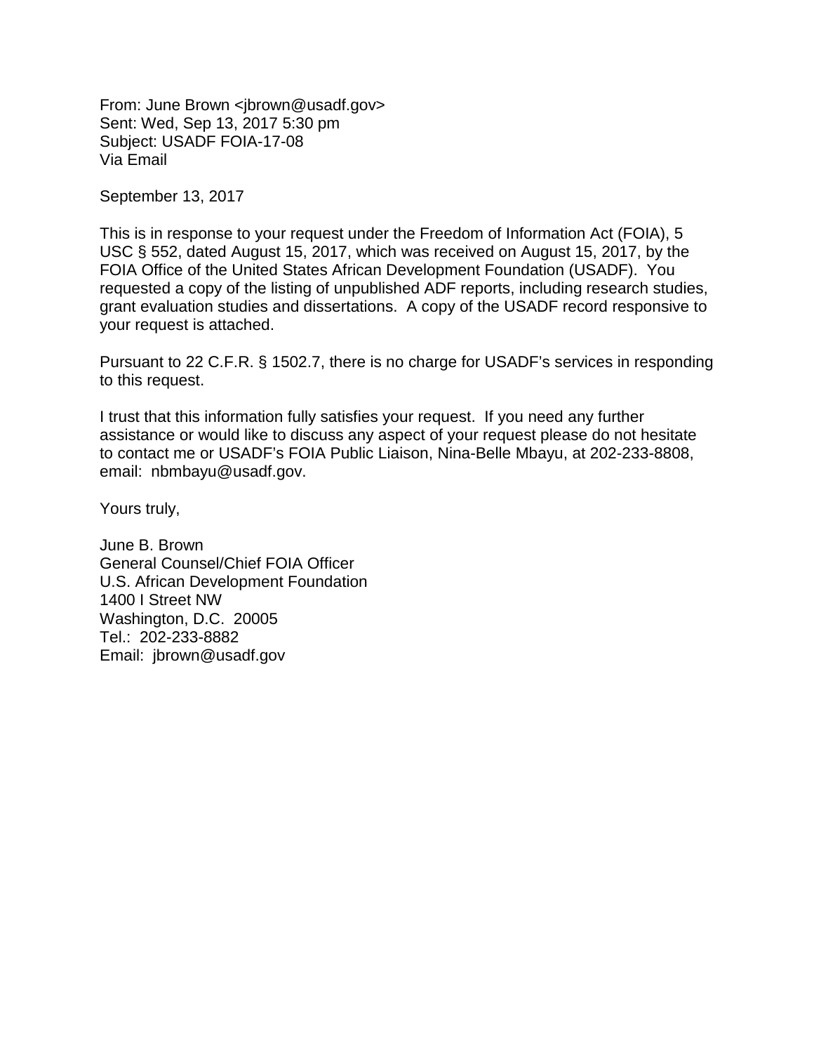From: June Brown <jbrown@usadf.gov>
Sent: Wed, Sep 13, 2017 5:30 pm
Subject: USADF FOIA-17-08
Via Email

September 13, 2017

This is in response to your request under the Freedom of Information Act (FOIA), 5 USC § 552, dated August 15, 2017, which was received on August 15, 2017, by the FOIA Office of the United States African Development Foundation (USADF). You requested a copy of the listing of unpublished ADF reports, including research studies, grant evaluation studies and dissertations. A copy of the USADF record responsive to your request is attached.

Pursuant to 22 C.F.R. § 1502.7, there is no charge for USADF's services in responding to this request.

I trust that this information fully satisfies your request. If you need any further assistance or would like to discuss any aspect of your request please do not hesitate to contact me or USADF's FOIA Public Liaison, Nina-Belle Mbayu, at 202-233-8808, email: nbmbayu@usadf.gov.

Yours truly,

June B. Brown
General Counsel/Chief FOIA Officer
U.S. African Development Foundation
1400 I Street NW
Washington, D.C. 20005
Tel.: 202-233-8882
Email: jbrown@usadf.gov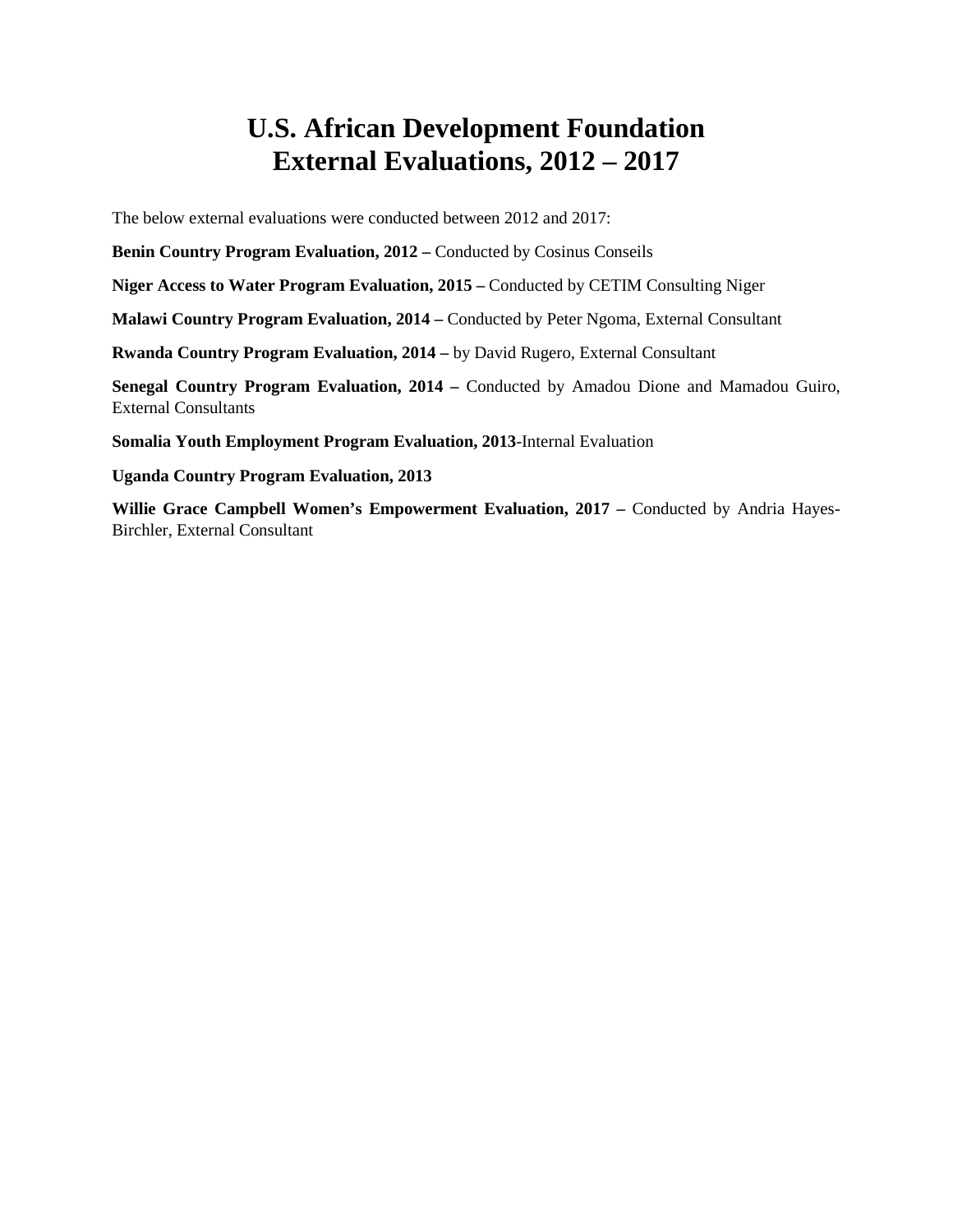# U.S. African Development Foundation
# External Evaluations, 2012 – 2017

The below external evaluations were conducted between 2012 and 2017:

**Benin Country Program Evaluation, 2012 –** Conducted by Cosinus Conseils

**Niger Access to Water Program Evaluation, 2015 –** Conducted by CETIM Consulting Niger

**Malawi Country Program Evaluation, 2014 –** Conducted by Peter Ngoma, External Consultant

**Rwanda Country Program Evaluation, 2014 –** by David Rugero, External Consultant

**Senegal Country Program Evaluation, 2014 –** Conducted by Amadou Dione and Mamadou Guiro, External Consultants

**Somalia Youth Employment Program Evaluation, 2013**-Internal Evaluation

**Uganda Country Program Evaluation, 2013**

**Willie Grace Campbell Women's Empowerment Evaluation, 2017 –** Conducted by Andria Hayes-Birchler, External Consultant